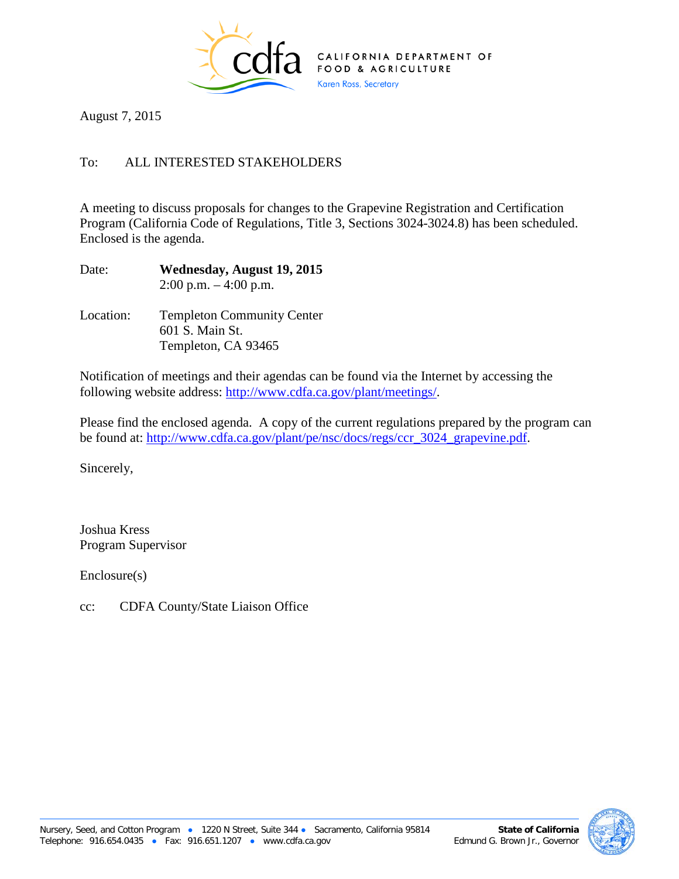CALIFORNIA DEPARTMENT OF FOOD & AGRICULTURE
Karen Ross, Secretary

August 7, 2015

To: ALL INTERESTED STAKEHOLDERS

A meeting to discuss proposals for changes to the Grapevine Registration and Certification Program (California Code of Regulations, Title 3, Sections 3024-3024.8) has been scheduled. Enclosed is the agenda.

Date: **Wednesday, August 19, 2015**
2:00 p.m. – 4:00 p.m.

Location: Templeton Community Center
601 S. Main St.
Templeton, CA 93465

Notification of meetings and their agendas can be found via the Internet by accessing the following website address: http://www.cdfa.ca.gov/plant/meetings/.

Please find the enclosed agenda. A copy of the current regulations prepared by the program can be found at: http://www.cdfa.ca.gov/plant/pe/nsc/docs/regs/ccr_3024_grapevine.pdf.

Sincerely,

Joshua Kress
Program Supervisor

Enclosure(s)

cc: CDFA County/State Liaison Office

Nursery, Seed, and Cotton Program • 1220 N Street, Suite 344 • Sacramento, California 95814
Telephone: 916.654.0435 • Fax: 916.651.1207 • www.cdfa.ca.gov

**State of California**
Edmund G. Brown Jr., Governor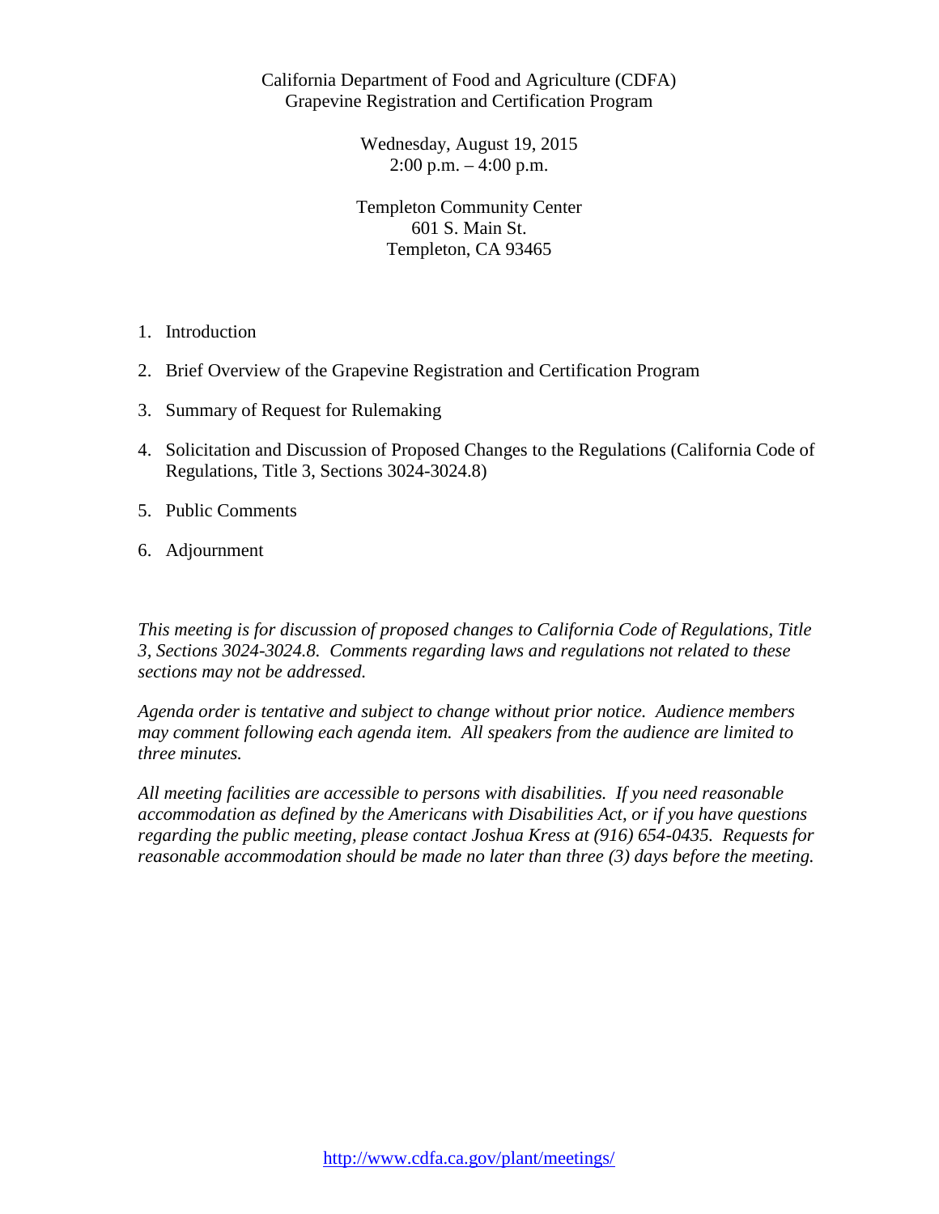California Department of Food and Agriculture (CDFA)
Grapevine Registration and Certification Program

Wednesday, August 19, 2015
2:00 p.m. – 4:00 p.m.

Templeton Community Center
601 S. Main St.
Templeton, CA 93465

1. Introduction
2. Brief Overview of the Grapevine Registration and Certification Program
3. Summary of Request for Rulemaking
4. Solicitation and Discussion of Proposed Changes to the Regulations (California Code of Regulations, Title 3, Sections 3024-3024.8)
5. Public Comments
6. Adjournment

*This meeting is for discussion of proposed changes to California Code of Regulations, Title 3, Sections 3024-3024.8. Comments regarding laws and regulations not related to these sections may not be addressed.*

*Agenda order is tentative and subject to change without prior notice. Audience members may comment following each agenda item. All speakers from the audience are limited to three minutes.*

*All meeting facilities are accessible to persons with disabilities. If you need reasonable accommodation as defined by the Americans with Disabilities Act, or if you have questions regarding the public meeting, please contact Joshua Kress at (916) 654-0435. Requests for reasonable accommodation should be made no later than three (3) days before the meeting.*

http://www.cdfa.ca.gov/plant/meetings/